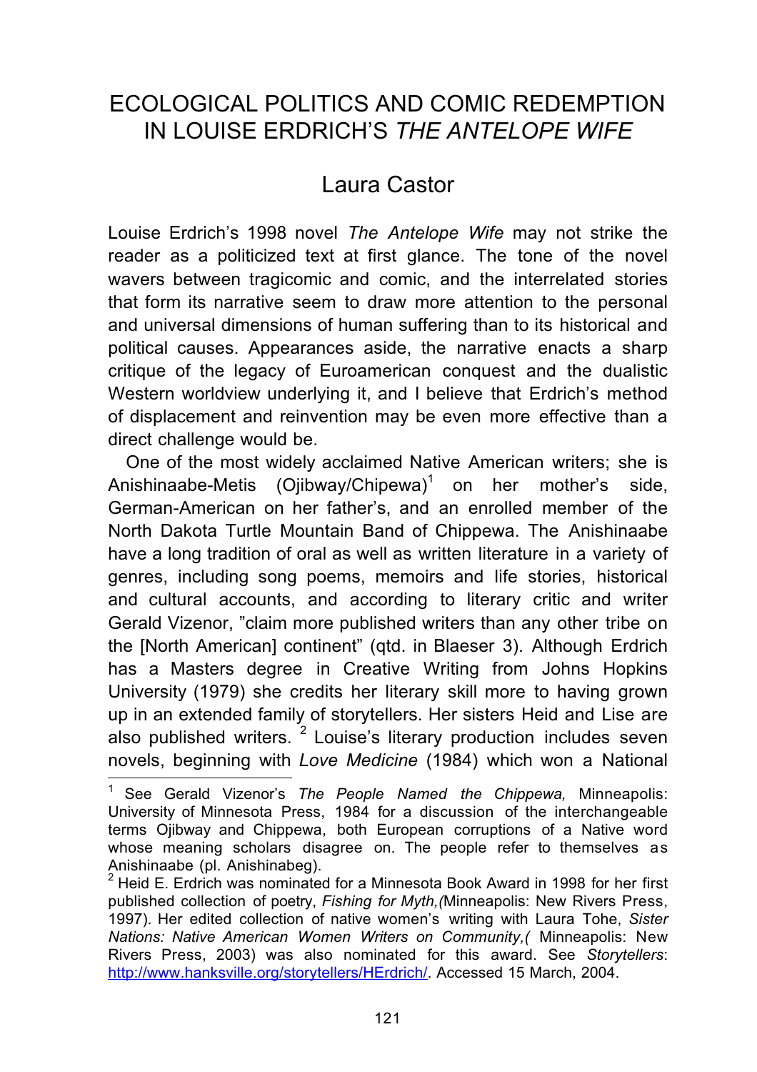# ECOLOGICAL POLITICS AND COMIC REDEMPTION IN LOUISE ERDRICH'S *THE ANTELOPE WIFE*

## Laura Castor

Louise Erdrich's 1998 novel *The Antelope Wife* may not strike the reader as a politicized text at first glance. The tone of the novel wavers between tragicomic and comic, and the interrelated stories that form its narrative seem to draw more attention to the personal and universal dimensions of human suffering than to its historical and political causes. Appearances aside, the narrative enacts a sharp critique of the legacy of Euroamerican conquest and the dualistic Western worldview underlying it, and I believe that Erdrich's method of displacement and reinvention may be even more effective than a direct challenge would be.

One of the most widely acclaimed Native American writers; she is Anishinaabe-Metis (Ojibway/Chipewa)[1] on her mother's side, German-American on her father's, and an enrolled member of the North Dakota Turtle Mountain Band of Chippewa. The Anishinaabe have a long tradition of oral as well as written literature in a variety of genres, including song poems, memoirs and life stories, historical and cultural accounts, and according to literary critic and writer Gerald Vizenor, "claim more published writers than any other tribe on the [North American] continent" (qtd. in Blaeser 3). Although Erdrich has a Masters degree in Creative Writing from Johns Hopkins University (1979) she credits her literary skill more to having grown up in an extended family of storytellers. Her sisters Heid and Lise are also published writers. [2] Louise's literary production includes seven novels, beginning with *Love Medicine* (1984) which won a National

---

[1] See Gerald Vizenor's *The People Named the Chippewa,* Minneapolis: University of Minnesota Press, 1984 for a discussion of the interchangeable terms Ojibway and Chippewa, both European corruptions of a Native word whose meaning scholars disagree on. The people refer to themselves as Anishinaabe (pl. Anishinabeg).

[2] Heid E. Erdrich was nominated for a Minnesota Book Award in 1998 for her first published collection of poetry, *Fishing for Myth,(*Minneapolis: New Rivers Press, 1997). Her edited collection of native women's writing with Laura Tohe, *Sister Nations: Native American Women Writers on Community,(* Minneapolis: New Rivers Press, 2003) was also nominated for this award. See *Storytellers*: http://www.hanksville.org/storytellers/HErdrich/. Accessed 15 March, 2004.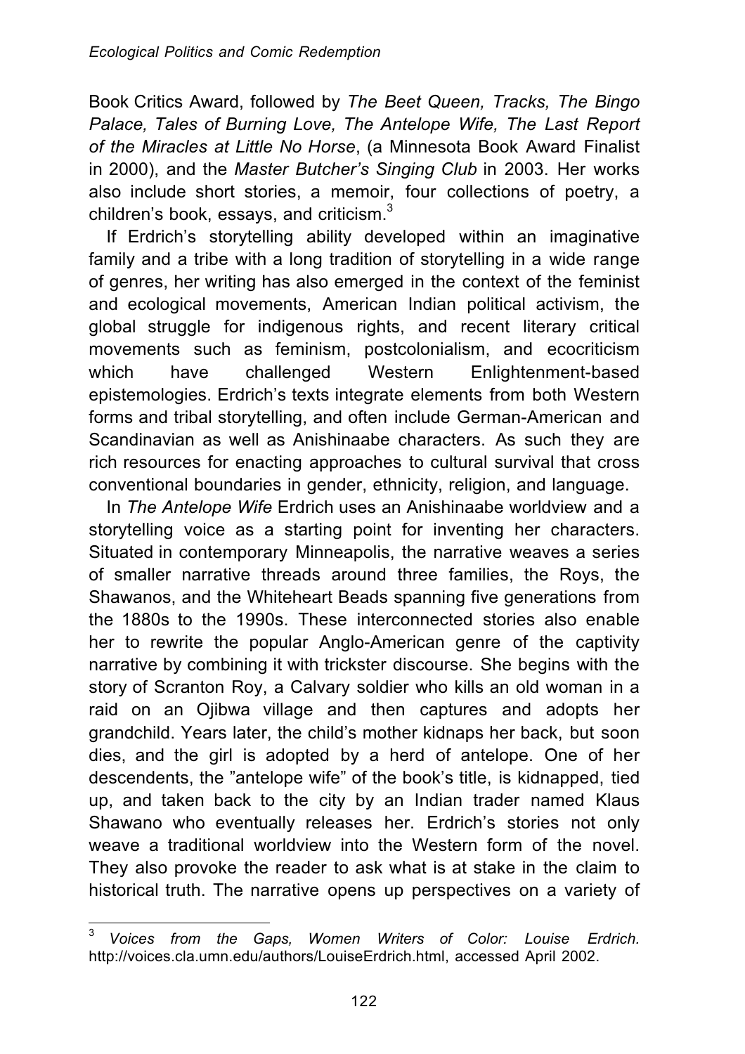Book Critics Award, followed by *The Beet Queen, Tracks, The Bingo Palace, Tales of Burning Love, The Antelope Wife, The Last Report of the Miracles at Little No Horse*, (a Minnesota Book Award Finalist in 2000), and the *Master Butcher's Singing Club* in 2003. Her works also include short stories, a memoir, four collections of poetry, a children's book, essays, and criticism.[3]

If Erdrich's storytelling ability developed within an imaginative family and a tribe with a long tradition of storytelling in a wide range of genres, her writing has also emerged in the context of the feminist and ecological movements, American Indian political activism, the global struggle for indigenous rights, and recent literary critical movements such as feminism, postcolonialism, and ecocriticism which have challenged Western Enlightenment-based epistemologies. Erdrich's texts integrate elements from both Western forms and tribal storytelling, and often include German-American and Scandinavian as well as Anishinaabe characters. As such they are rich resources for enacting approaches to cultural survival that cross conventional boundaries in gender, ethnicity, religion, and language.

In *The Antelope Wife* Erdrich uses an Anishinaabe worldview and a storytelling voice as a starting point for inventing her characters. Situated in contemporary Minneapolis, the narrative weaves a series of smaller narrative threads around three families, the Roys, the Shawanos, and the Whiteheart Beads spanning five generations from the 1880s to the 1990s. These interconnected stories also enable her to rewrite the popular Anglo-American genre of the captivity narrative by combining it with trickster discourse. She begins with the story of Scranton Roy, a Calvary soldier who kills an old woman in a raid on an Ojibwa village and then captures and adopts her grandchild. Years later, the child's mother kidnaps her back, but soon dies, and the girl is adopted by a herd of antelope. One of her descendents, the "antelope wife" of the book's title, is kidnapped, tied up, and taken back to the city by an Indian trader named Klaus Shawano who eventually releases her. Erdrich's stories not only weave a traditional worldview into the Western form of the novel. They also provoke the reader to ask what is at stake in the claim to historical truth. The narrative opens up perspectives on a variety of

---

[3] *Voices from the Gaps, Women Writers of Color: Louise Erdrich.* http://voices.cla.umn.edu/authors/LouiseErdrich.html, accessed April 2002.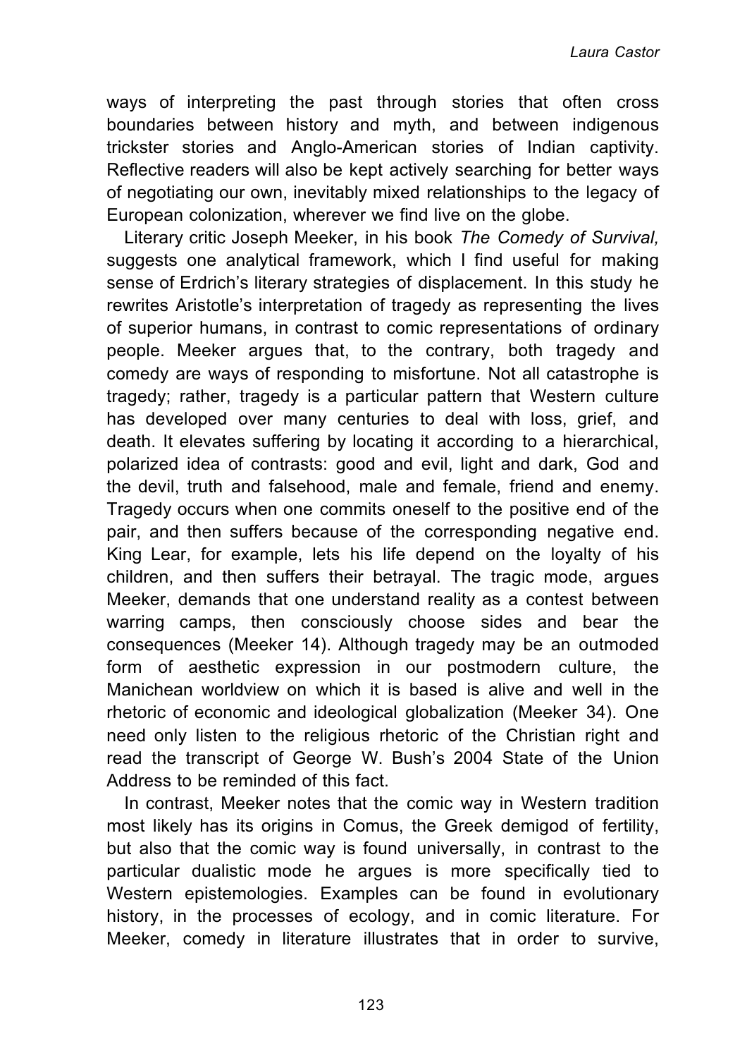ways of interpreting the past through stories that often cross boundaries between history and myth, and between indigenous trickster stories and Anglo-American stories of Indian captivity. Reflective readers will also be kept actively searching for better ways of negotiating our own, inevitably mixed relationships to the legacy of European colonization, wherever we find live on the globe.

Literary critic Joseph Meeker, in his book *The Comedy of Survival,* suggests one analytical framework, which I find useful for making sense of Erdrich's literary strategies of displacement. In this study he rewrites Aristotle's interpretation of tragedy as representing the lives of superior humans, in contrast to comic representations of ordinary people. Meeker argues that, to the contrary, both tragedy and comedy are ways of responding to misfortune. Not all catastrophe is tragedy; rather, tragedy is a particular pattern that Western culture has developed over many centuries to deal with loss, grief, and death. It elevates suffering by locating it according to a hierarchical, polarized idea of contrasts: good and evil, light and dark, God and the devil, truth and falsehood, male and female, friend and enemy. Tragedy occurs when one commits oneself to the positive end of the pair, and then suffers because of the corresponding negative end. King Lear, for example, lets his life depend on the loyalty of his children, and then suffers their betrayal. The tragic mode, argues Meeker, demands that one understand reality as a contest between warring camps, then consciously choose sides and bear the consequences (Meeker 14). Although tragedy may be an outmoded form of aesthetic expression in our postmodern culture, the Manichean worldview on which it is based is alive and well in the rhetoric of economic and ideological globalization (Meeker 34). One need only listen to the religious rhetoric of the Christian right and read the transcript of George W. Bush's 2004 State of the Union Address to be reminded of this fact.

In contrast, Meeker notes that the comic way in Western tradition most likely has its origins in Comus, the Greek demigod of fertility, but also that the comic way is found universally, in contrast to the particular dualistic mode he argues is more specifically tied to Western epistemologies. Examples can be found in evolutionary history, in the processes of ecology, and in comic literature. For Meeker, comedy in literature illustrates that in order to survive,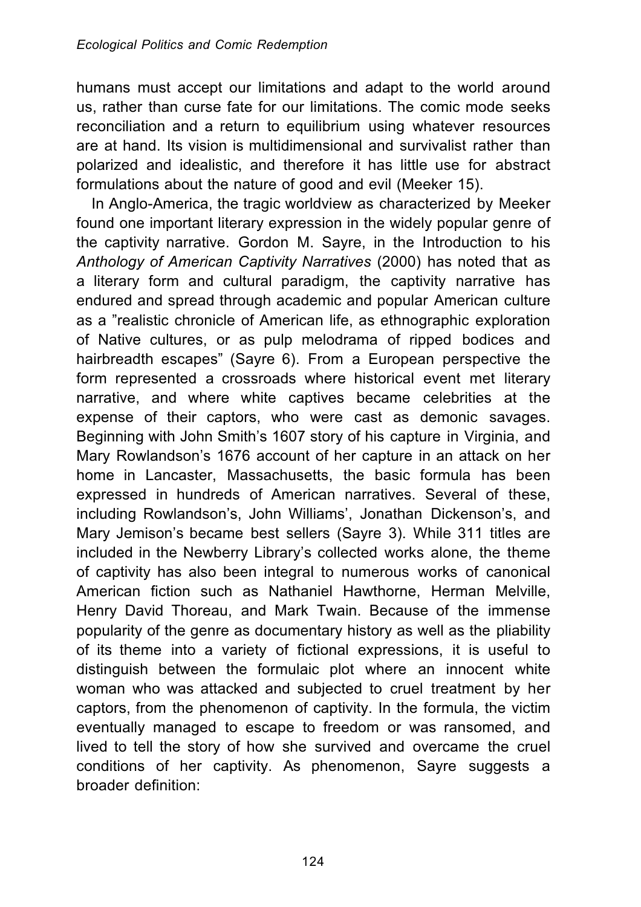humans must accept our limitations and adapt to the world around us, rather than curse fate for our limitations. The comic mode seeks reconciliation and a return to equilibrium using whatever resources are at hand. Its vision is multidimensional and survivalist rather than polarized and idealistic, and therefore it has little use for abstract formulations about the nature of good and evil (Meeker 15).

In Anglo-America, the tragic worldview as characterized by Meeker found one important literary expression in the widely popular genre of the captivity narrative. Gordon M. Sayre, in the Introduction to his *Anthology of American Captivity Narratives* (2000) has noted that as a literary form and cultural paradigm, the captivity narrative has endured and spread through academic and popular American culture as a "realistic chronicle of American life, as ethnographic exploration of Native cultures, or as pulp melodrama of ripped bodices and hairbreadth escapes" (Sayre 6). From a European perspective the form represented a crossroads where historical event met literary narrative, and where white captives became celebrities at the expense of their captors, who were cast as demonic savages. Beginning with John Smith's 1607 story of his capture in Virginia, and Mary Rowlandson's 1676 account of her capture in an attack on her home in Lancaster, Massachusetts, the basic formula has been expressed in hundreds of American narratives. Several of these, including Rowlandson's, John Williams', Jonathan Dickenson's, and Mary Jemison's became best sellers (Sayre 3). While 311 titles are included in the Newberry Library's collected works alone, the theme of captivity has also been integral to numerous works of canonical American fiction such as Nathaniel Hawthorne, Herman Melville, Henry David Thoreau, and Mark Twain. Because of the immense popularity of the genre as documentary history as well as the pliability of its theme into a variety of fictional expressions, it is useful to distinguish between the formulaic plot where an innocent white woman who was attacked and subjected to cruel treatment by her captors, from the phenomenon of captivity. In the formula, the victim eventually managed to escape to freedom or was ransomed, and lived to tell the story of how she survived and overcame the cruel conditions of her captivity. As phenomenon, Sayre suggests a broader definition: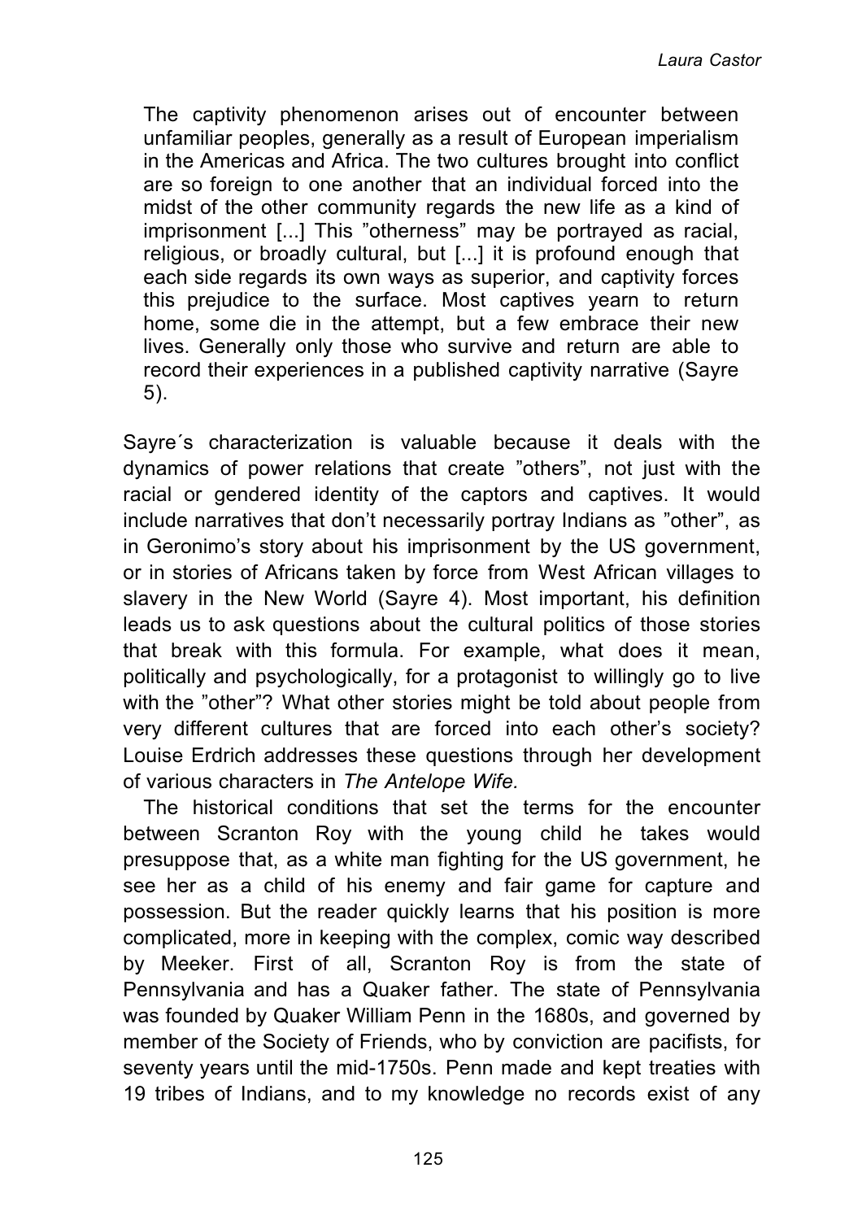> The captivity phenomenon arises out of encounter between unfamiliar peoples, generally as a result of European imperialism in the Americas and Africa. The two cultures brought into conflict are so foreign to one another that an individual forced into the midst of the other community regards the new life as a kind of imprisonment [...] This ”otherness” may be portrayed as racial, religious, or broadly cultural, but [...] it is profound enough that each side regards its own ways as superior, and captivity forces this prejudice to the surface. Most captives yearn to return home, some die in the attempt, but a few embrace their new lives. Generally only those who survive and return are able to record their experiences in a published captivity narrative (Sayre 5).

Sayre´s characterization is valuable because it deals with the dynamics of power relations that create ”others”, not just with the racial or gendered identity of the captors and captives. It would include narratives that don’t necessarily portray Indians as ”other”, as in Geronimo’s story about his imprisonment by the US government, or in stories of Africans taken by force from West African villages to slavery in the New World (Sayre 4). Most important, his definition leads us to ask questions about the cultural politics of those stories that break with this formula. For example, what does it mean, politically and psychologically, for a protagonist to willingly go to live with the ”other”? What other stories might be told about people from very different cultures that are forced into each other’s society? Louise Erdrich addresses these questions through her development of various characters in *The Antelope Wife.*

The historical conditions that set the terms for the encounter between Scranton Roy with the young child he takes would presuppose that, as a white man fighting for the US government, he see her as a child of his enemy and fair game for capture and possession. But the reader quickly learns that his position is more complicated, more in keeping with the complex, comic way described by Meeker. First of all, Scranton Roy is from the state of Pennsylvania and has a Quaker father. The state of Pennsylvania was founded by Quaker William Penn in the 1680s, and governed by member of the Society of Friends, who by conviction are pacifists, for seventy years until the mid-1750s. Penn made and kept treaties with 19 tribes of Indians, and to my knowledge no records exist of any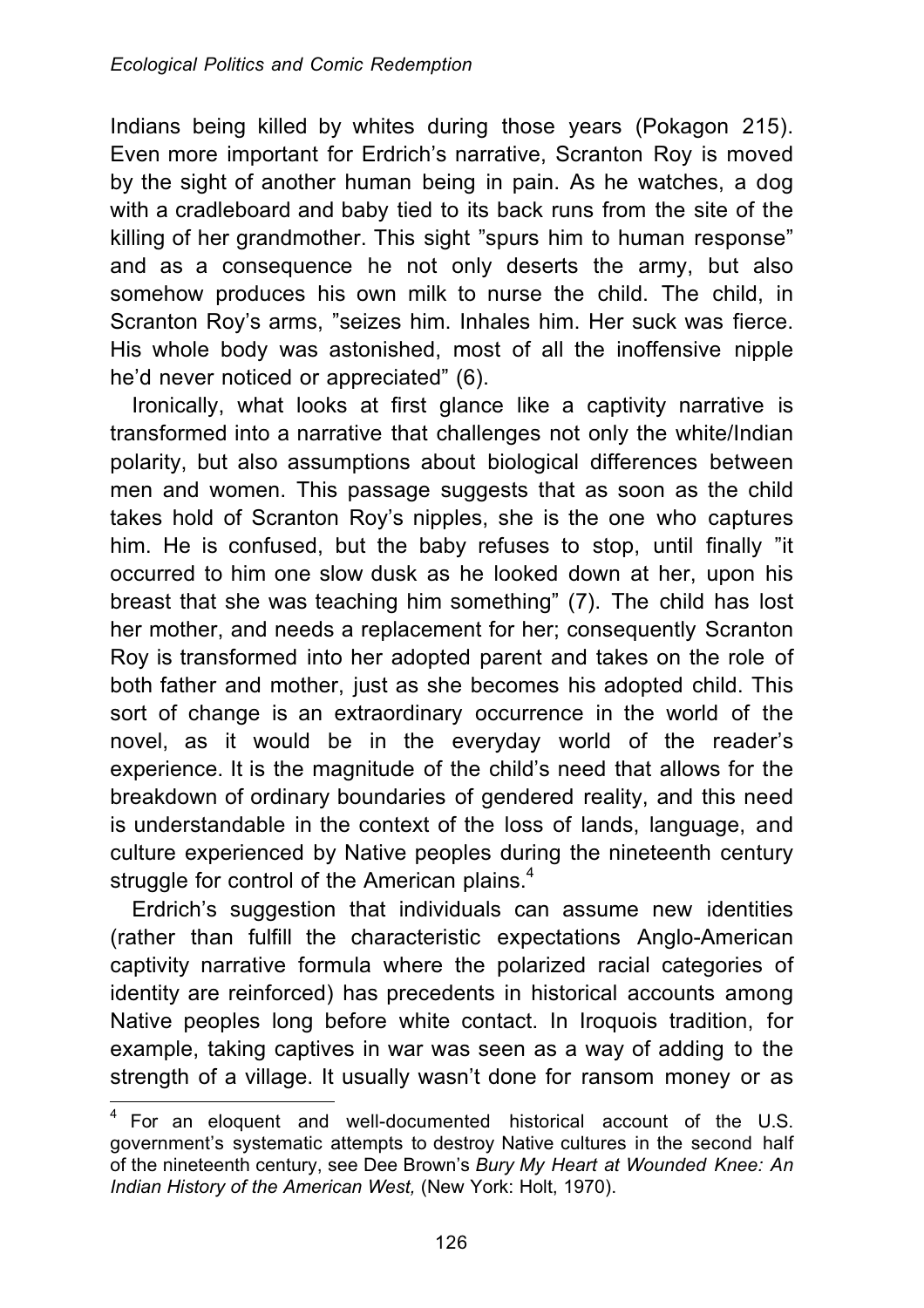Indians being killed by whites during those years (Pokagon 215). Even more important for Erdrich's narrative, Scranton Roy is moved by the sight of another human being in pain. As he watches, a dog with a cradleboard and baby tied to its back runs from the site of the killing of her grandmother. This sight "spurs him to human response" and as a consequence he not only deserts the army, but also somehow produces his own milk to nurse the child. The child, in Scranton Roy's arms, "seizes him. Inhales him. Her suck was fierce. His whole body was astonished, most of all the inoffensive nipple he'd never noticed or appreciated" (6).

Ironically, what looks at first glance like a captivity narrative is transformed into a narrative that challenges not only the white/Indian polarity, but also assumptions about biological differences between men and women. This passage suggests that as soon as the child takes hold of Scranton Roy's nipples, she is the one who captures him. He is confused, but the baby refuses to stop, until finally "it occurred to him one slow dusk as he looked down at her, upon his breast that she was teaching him something" (7). The child has lost her mother, and needs a replacement for her; consequently Scranton Roy is transformed into her adopted parent and takes on the role of both father and mother, just as she becomes his adopted child. This sort of change is an extraordinary occurrence in the world of the novel, as it would be in the everyday world of the reader's experience. It is the magnitude of the child's need that allows for the breakdown of ordinary boundaries of gendered reality, and this need is understandable in the context of the loss of lands, language, and culture experienced by Native peoples during the nineteenth century struggle for control of the American plains.[4]

Erdrich's suggestion that individuals can assume new identities (rather than fulfill the characteristic expectations Anglo-American captivity narrative formula where the polarized racial categories of identity are reinforced) has precedents in historical accounts among Native peoples long before white contact. In Iroquois tradition, for example, taking captives in war was seen as a way of adding to the strength of a village. It usually wasn't done for ransom money or as

---

[4] For an eloquent and well-documented historical account of the U.S. government's systematic attempts to destroy Native cultures in the second half of the nineteenth century, see Dee Brown's *Bury My Heart at Wounded Knee: An Indian History of the American West,* (New York: Holt, 1970).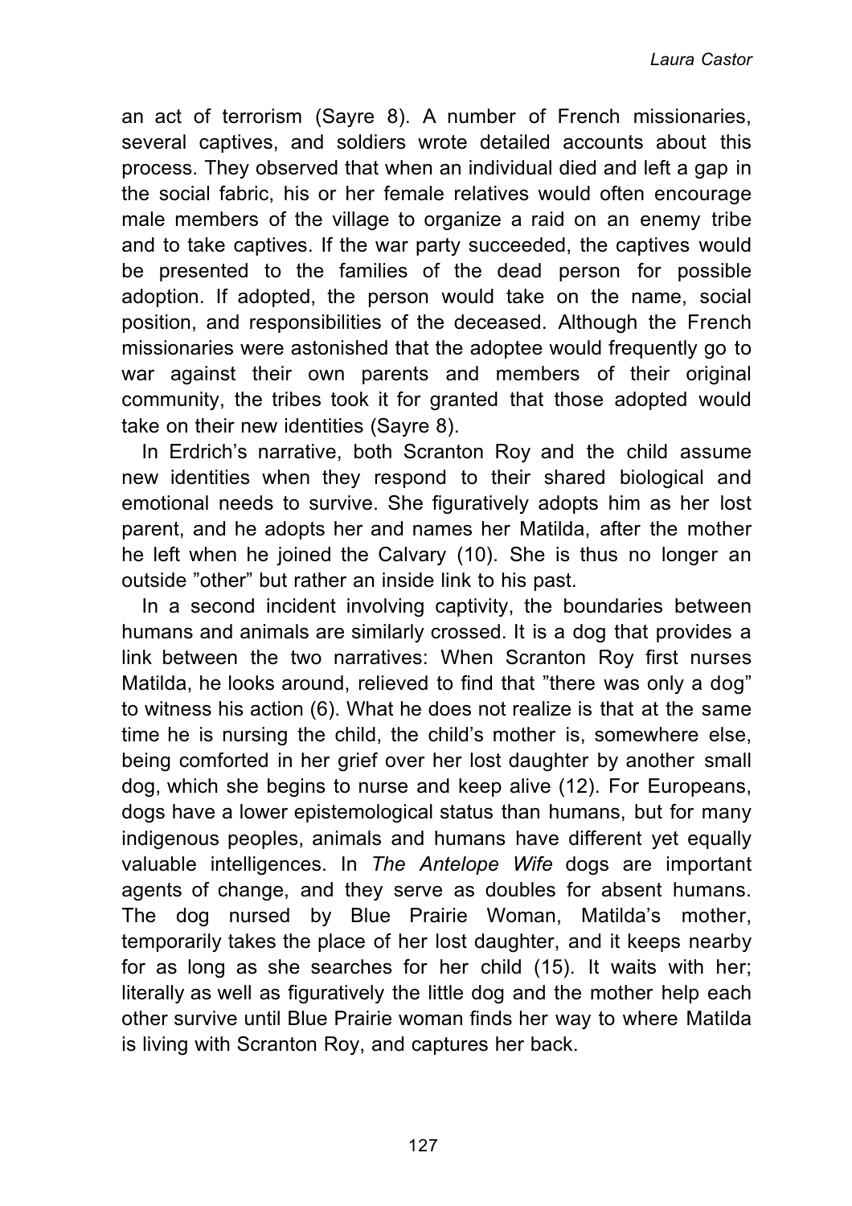an act of terrorism (Sayre 8). A number of French missionaries, several captives, and soldiers wrote detailed accounts about this process. They observed that when an individual died and left a gap in the social fabric, his or her female relatives would often encourage male members of the village to organize a raid on an enemy tribe and to take captives. If the war party succeeded, the captives would be presented to the families of the dead person for possible adoption. If adopted, the person would take on the name, social position, and responsibilities of the deceased. Although the French missionaries were astonished that the adoptee would frequently go to war against their own parents and members of their original community, the tribes took it for granted that those adopted would take on their new identities (Sayre 8).

In Erdrich's narrative, both Scranton Roy and the child assume new identities when they respond to their shared biological and emotional needs to survive. She figuratively adopts him as her lost parent, and he adopts her and names her Matilda, after the mother he left when he joined the Calvary (10). She is thus no longer an outside "other" but rather an inside link to his past.

In a second incident involving captivity, the boundaries between humans and animals are similarly crossed. It is a dog that provides a link between the two narratives: When Scranton Roy first nurses Matilda, he looks around, relieved to find that "there was only a dog" to witness his action (6). What he does not realize is that at the same time he is nursing the child, the child's mother is, somewhere else, being comforted in her grief over her lost daughter by another small dog, which she begins to nurse and keep alive (12). For Europeans, dogs have a lower epistemological status than humans, but for many indigenous peoples, animals and humans have different yet equally valuable intelligences. In *The Antelope Wife* dogs are important agents of change, and they serve as doubles for absent humans. The dog nursed by Blue Prairie Woman, Matilda's mother, temporarily takes the place of her lost daughter, and it keeps nearby for as long as she searches for her child (15). It waits with her; literally as well as figuratively the little dog and the mother help each other survive until Blue Prairie woman finds her way to where Matilda is living with Scranton Roy, and captures her back.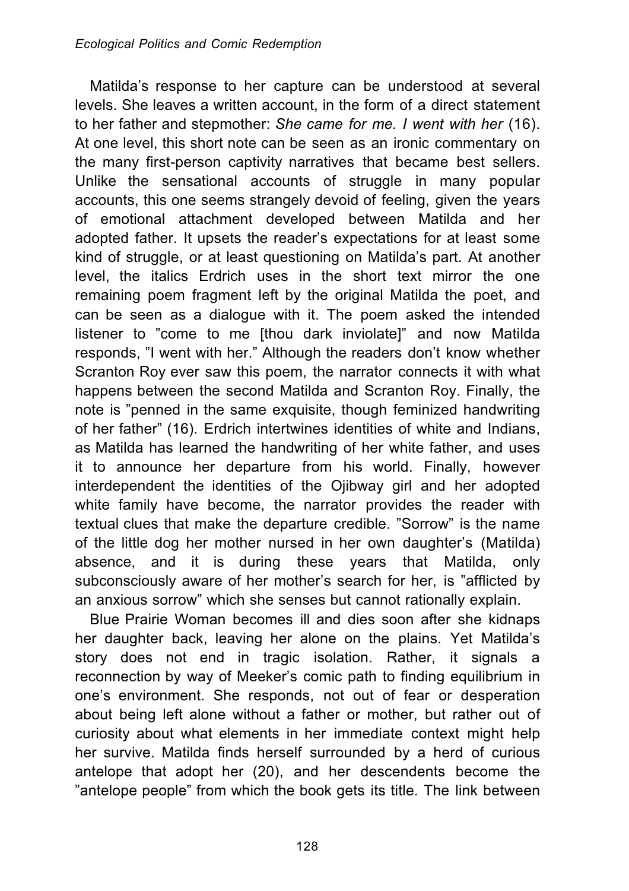Matilda's response to her capture can be understood at several levels. She leaves a written account, in the form of a direct statement to her father and stepmother: *She came for me. I went with her* (16). At one level, this short note can be seen as an ironic commentary on the many first-person captivity narratives that became best sellers. Unlike the sensational accounts of struggle in many popular accounts, this one seems strangely devoid of feeling, given the years of emotional attachment developed between Matilda and her adopted father. It upsets the reader's expectations for at least some kind of struggle, or at least questioning on Matilda's part. At another level, the italics Erdrich uses in the short text mirror the one remaining poem fragment left by the original Matilda the poet, and can be seen as a dialogue with it. The poem asked the intended listener to "come to me [thou dark inviolate]" and now Matilda responds, "I went with her." Although the readers don't know whether Scranton Roy ever saw this poem, the narrator connects it with what happens between the second Matilda and Scranton Roy. Finally, the note is "penned in the same exquisite, though feminized handwriting of her father" (16). Erdrich intertwines identities of white and Indians, as Matilda has learned the handwriting of her white father, and uses it to announce her departure from his world. Finally, however interdependent the identities of the Ojibway girl and her adopted white family have become, the narrator provides the reader with textual clues that make the departure credible. "Sorrow" is the name of the little dog her mother nursed in her own daughter's (Matilda) absence, and it is during these years that Matilda, only subconsciously aware of her mother's search for her, is "afflicted by an anxious sorrow" which she senses but cannot rationally explain.

Blue Prairie Woman becomes ill and dies soon after she kidnaps her daughter back, leaving her alone on the plains. Yet Matilda's story does not end in tragic isolation. Rather, it signals a reconnection by way of Meeker's comic path to finding equilibrium in one's environment. She responds, not out of fear or desperation about being left alone without a father or mother, but rather out of curiosity about what elements in her immediate context might help her survive. Matilda finds herself surrounded by a herd of curious antelope that adopt her (20), and her descendents become the "antelope people" from which the book gets its title. The link between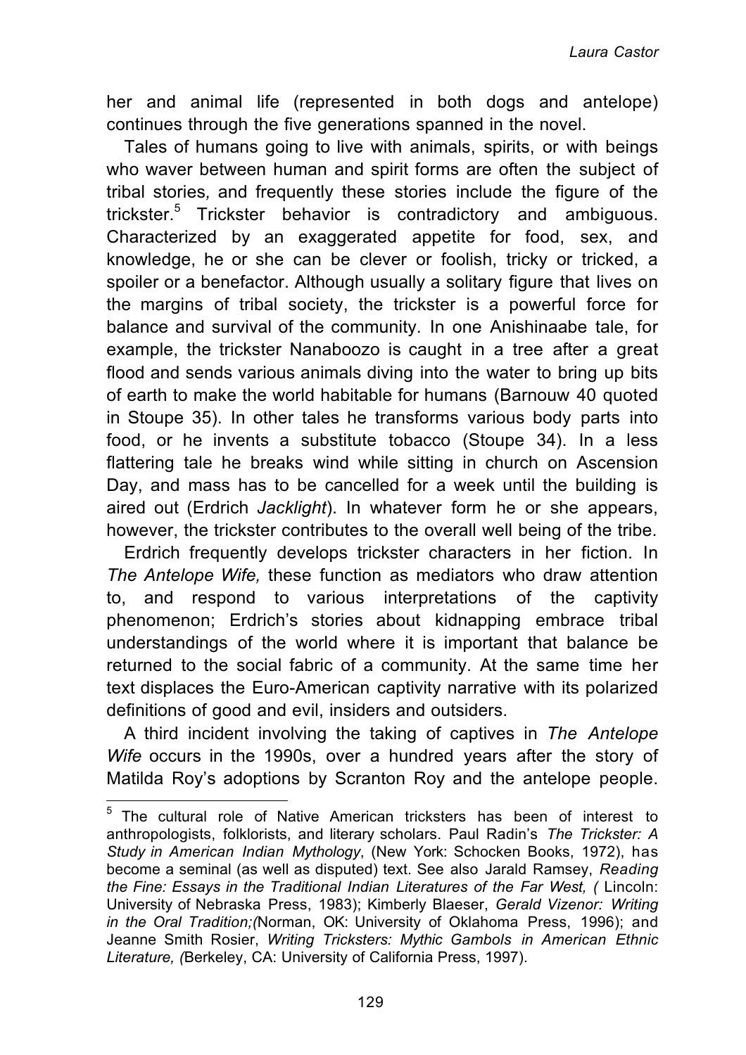her and animal life (represented in both dogs and antelope) continues through the five generations spanned in the novel.

Tales of humans going to live with animals, spirits, or with beings who waver between human and spirit forms are often the subject of tribal stories*,* and frequently these stories include the figure of the trickster.[5] Trickster behavior is contradictory and ambiguous. Characterized by an exaggerated appetite for food, sex, and knowledge, he or she can be clever or foolish, tricky or tricked, a spoiler or a benefactor. Although usually a solitary figure that lives on the margins of tribal society, the trickster is a powerful force for balance and survival of the community. In one Anishinaabe tale, for example, the trickster Nanaboozo is caught in a tree after a great flood and sends various animals diving into the water to bring up bits of earth to make the world habitable for humans (Barnouw 40 quoted in Stoupe 35). In other tales he transforms various body parts into food, or he invents a substitute tobacco (Stoupe 34). In a less flattering tale he breaks wind while sitting in church on Ascension Day, and mass has to be cancelled for a week until the building is aired out (Erdrich *Jacklight*). In whatever form he or she appears, however, the trickster contributes to the overall well being of the tribe.

Erdrich frequently develops trickster characters in her fiction. In *The Antelope Wife,* these function as mediators who draw attention to, and respond to various interpretations of the captivity phenomenon; Erdrich's stories about kidnapping embrace tribal understandings of the world where it is important that balance be returned to the social fabric of a community. At the same time her text displaces the Euro-American captivity narrative with its polarized definitions of good and evil, insiders and outsiders.

A third incident involving the taking of captives in *The Antelope Wife* occurs in the 1990s, over a hundred years after the story of Matilda Roy's adoptions by Scranton Roy and the antelope people.

---

[5] The cultural role of Native American tricksters has been of interest to anthropologists, folklorists, and literary scholars. Paul Radin's *The Trickster: A Study in American Indian Mythology*, (New York: Schocken Books, 1972), has become a seminal (as well as disputed) text. See also Jarald Ramsey, *Reading the Fine: Essays in the Traditional Indian Literatures of the Far West, (* Lincoln: University of Nebraska Press, 1983); Kimberly Blaeser, *Gerald Vizenor: Writing in the Oral Tradition;(*Norman, OK: University of Oklahoma Press, 1996); and Jeanne Smith Rosier, *Writing Tricksters: Mythic Gambols in American Ethnic Literature, (*Berkeley, CA: University of California Press, 1997).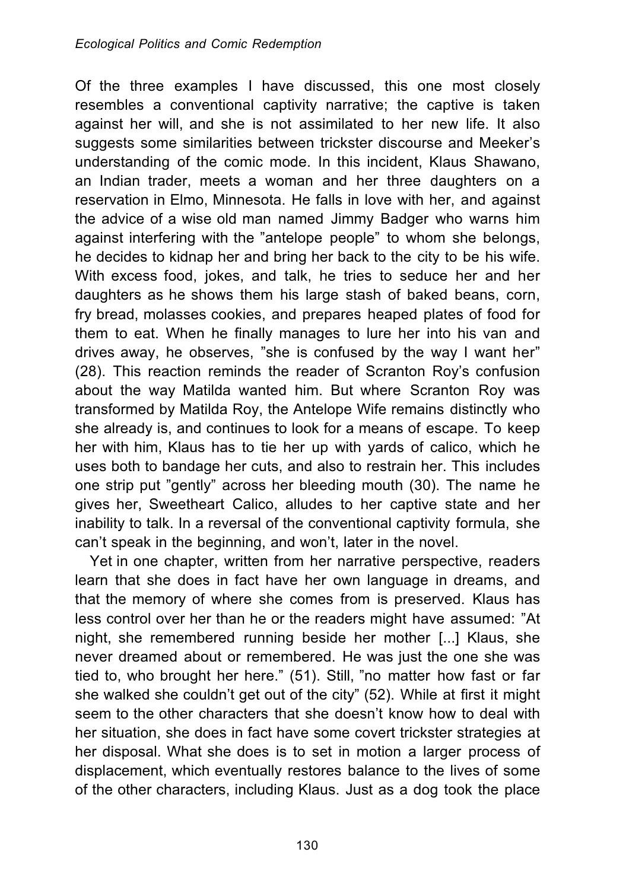Of the three examples I have discussed, this one most closely resembles a conventional captivity narrative; the captive is taken against her will, and she is not assimilated to her new life. It also suggests some similarities between trickster discourse and Meeker's understanding of the comic mode. In this incident, Klaus Shawano, an Indian trader, meets a woman and her three daughters on a reservation in Elmo, Minnesota. He falls in love with her, and against the advice of a wise old man named Jimmy Badger who warns him against interfering with the "antelope people" to whom she belongs, he decides to kidnap her and bring her back to the city to be his wife. With excess food, jokes, and talk, he tries to seduce her and her daughters as he shows them his large stash of baked beans, corn, fry bread, molasses cookies, and prepares heaped plates of food for them to eat. When he finally manages to lure her into his van and drives away, he observes, "she is confused by the way I want her" (28). This reaction reminds the reader of Scranton Roy's confusion about the way Matilda wanted him. But where Scranton Roy was transformed by Matilda Roy, the Antelope Wife remains distinctly who she already is, and continues to look for a means of escape. To keep her with him, Klaus has to tie her up with yards of calico, which he uses both to bandage her cuts, and also to restrain her. This includes one strip put "gently" across her bleeding mouth (30). The name he gives her, Sweetheart Calico, alludes to her captive state and her inability to talk. In a reversal of the conventional captivity formula, she can't speak in the beginning, and won't, later in the novel.

Yet in one chapter, written from her narrative perspective, readers learn that she does in fact have her own language in dreams, and that the memory of where she comes from is preserved. Klaus has less control over her than he or the readers might have assumed: "At night, she remembered running beside her mother [...] Klaus, she never dreamed about or remembered. He was just the one she was tied to, who brought her here." (51). Still, "no matter how fast or far she walked she couldn't get out of the city" (52). While at first it might seem to the other characters that she doesn't know how to deal with her situation, she does in fact have some covert trickster strategies at her disposal. What she does is to set in motion a larger process of displacement, which eventually restores balance to the lives of some of the other characters, including Klaus. Just as a dog took the place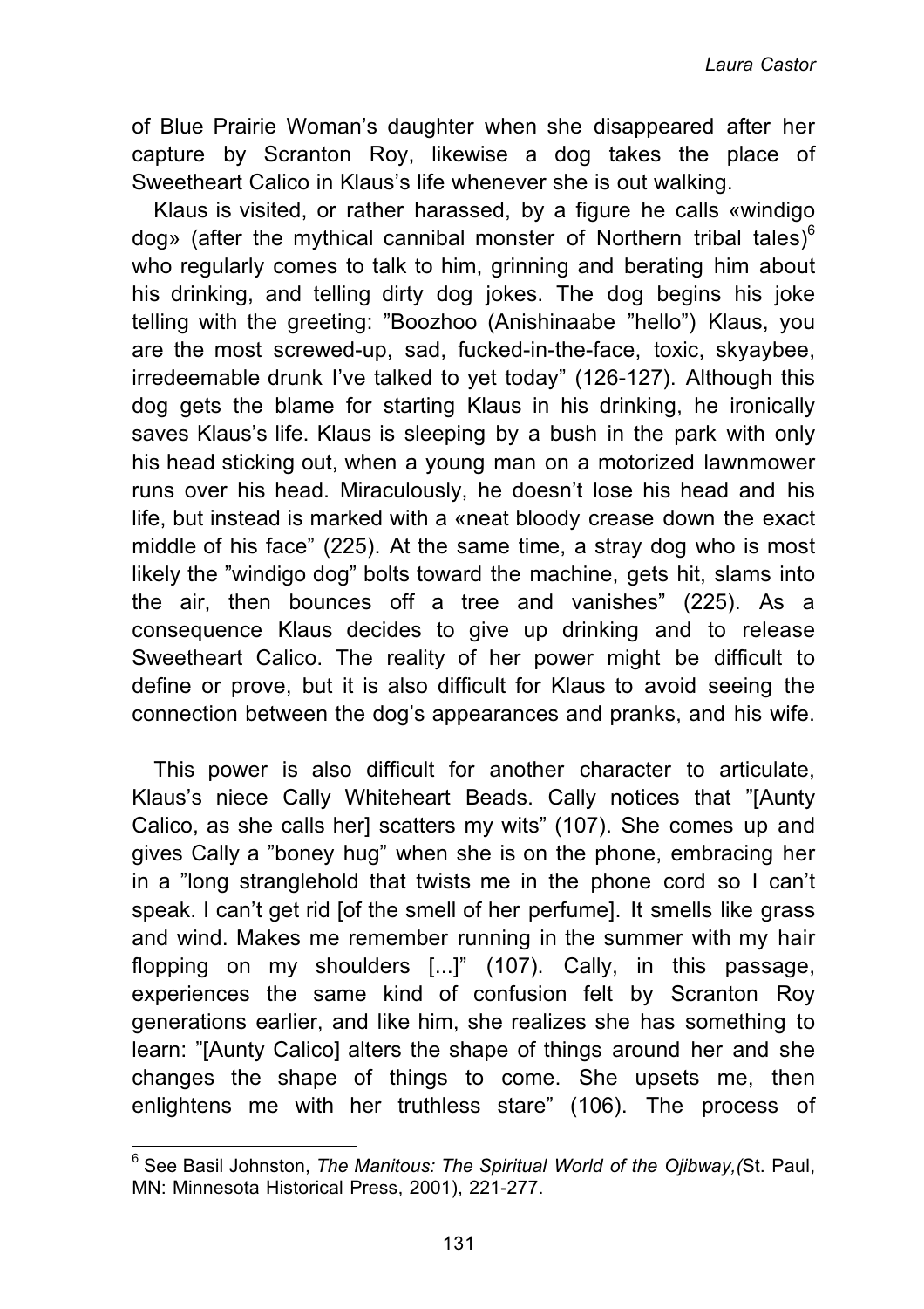of Blue Prairie Woman's daughter when she disappeared after her capture by Scranton Roy, likewise a dog takes the place of Sweetheart Calico in Klaus's life whenever she is out walking.

Klaus is visited, or rather harassed, by a figure he calls «windigo dog» (after the mythical cannibal monster of Northern tribal tales)[6] who regularly comes to talk to him, grinning and berating him about his drinking, and telling dirty dog jokes. The dog begins his joke telling with the greeting: "Boozhoo (Anishinaabe "hello") Klaus, you are the most screwed-up, sad, fucked-in-the-face, toxic, skyaybee, irredeemable drunk I've talked to yet today" (126-127). Although this dog gets the blame for starting Klaus in his drinking, he ironically saves Klaus's life. Klaus is sleeping by a bush in the park with only his head sticking out, when a young man on a motorized lawnmower runs over his head. Miraculously, he doesn't lose his head and his life, but instead is marked with a «neat bloody crease down the exact middle of his face" (225). At the same time, a stray dog who is most likely the "windigo dog" bolts toward the machine, gets hit, slams into the air, then bounces off a tree and vanishes" (225). As a consequence Klaus decides to give up drinking and to release Sweetheart Calico. The reality of her power might be difficult to define or prove, but it is also difficult for Klaus to avoid seeing the connection between the dog's appearances and pranks, and his wife.

This power is also difficult for another character to articulate, Klaus's niece Cally Whiteheart Beads. Cally notices that "[Aunty Calico, as she calls her] scatters my wits" (107). She comes up and gives Cally a "boney hug" when she is on the phone, embracing her in a "long stranglehold that twists me in the phone cord so I can't speak. I can't get rid [of the smell of her perfume]. It smells like grass and wind. Makes me remember running in the summer with my hair flopping on my shoulders [...]" (107). Cally, in this passage, experiences the same kind of confusion felt by Scranton Roy generations earlier, and like him, she realizes she has something to learn: "[Aunty Calico] alters the shape of things around her and she changes the shape of things to come. She upsets me, then enlightens me with her truthless stare" (106). The process of

---

[6] See Basil Johnston, *The Manitous: The Spiritual World of the Ojibway,(*St. Paul, MN: Minnesota Historical Press, 2001), 221-277.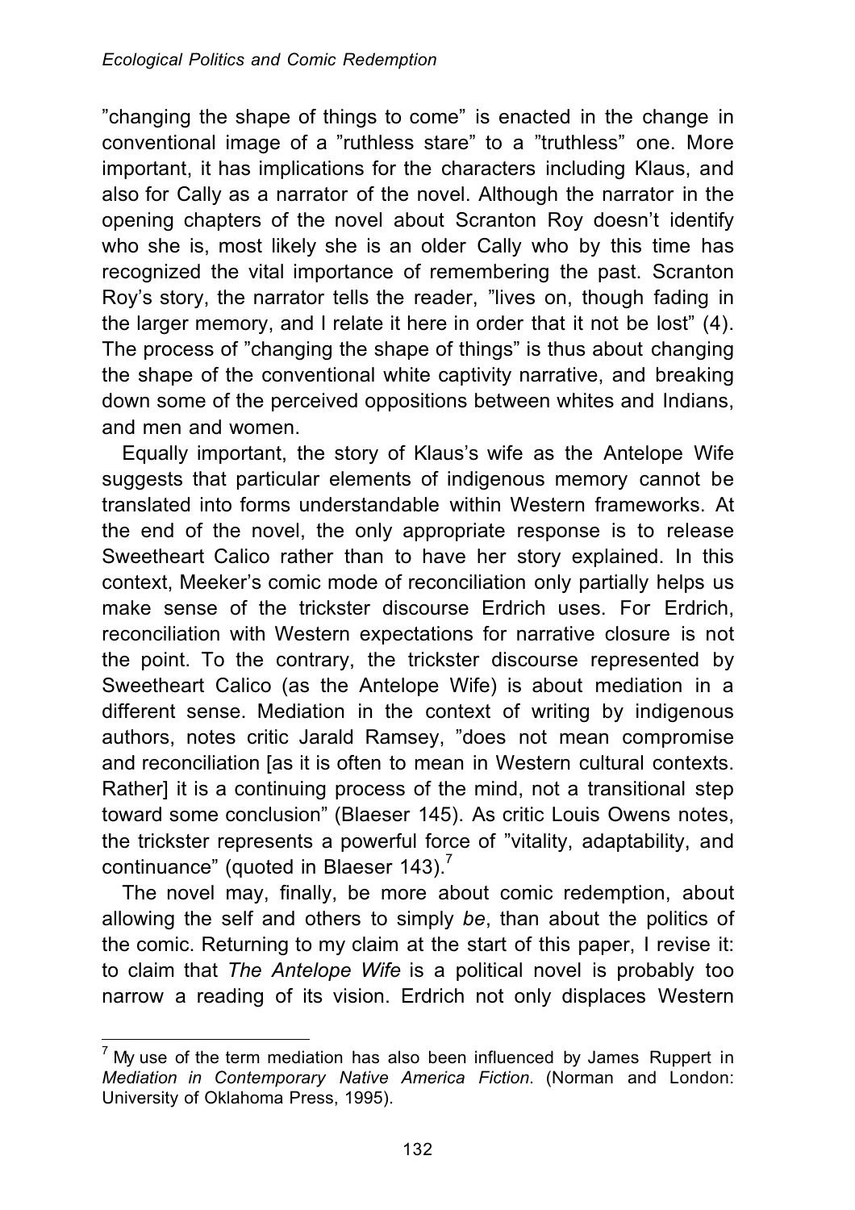”changing the shape of things to come” is enacted in the change in conventional image of a ”ruthless stare” to a ”truthless” one. More important, it has implications for the characters including Klaus, and also for Cally as a narrator of the novel. Although the narrator in the opening chapters of the novel about Scranton Roy doesn’t identify who she is, most likely she is an older Cally who by this time has recognized the vital importance of remembering the past. Scranton Roy’s story, the narrator tells the reader, ”lives on, though fading in the larger memory, and I relate it here in order that it not be lost” (4). The process of ”changing the shape of things” is thus about changing the shape of the conventional white captivity narrative, and breaking down some of the perceived oppositions between whites and Indians, and men and women.

Equally important, the story of Klaus’s wife as the Antelope Wife suggests that particular elements of indigenous memory cannot be translated into forms understandable within Western frameworks. At the end of the novel, the only appropriate response is to release Sweetheart Calico rather than to have her story explained. In this context, Meeker’s comic mode of reconciliation only partially helps us make sense of the trickster discourse Erdrich uses. For Erdrich, reconciliation with Western expectations for narrative closure is not the point. To the contrary, the trickster discourse represented by Sweetheart Calico (as the Antelope Wife) is about mediation in a different sense. Mediation in the context of writing by indigenous authors, notes critic Jarald Ramsey, ”does not mean compromise and reconciliation [as it is often to mean in Western cultural contexts. Rather] it is a continuing process of the mind, not a transitional step toward some conclusion” (Blaeser 145). As critic Louis Owens notes, the trickster represents a powerful force of ”vitality, adaptability, and continuance” (quoted in Blaeser 143).[7]

The novel may, finally, be more about comic redemption, about allowing the self and others to simply *be*, than about the politics of the comic. Returning to my claim at the start of this paper, I revise it: to claim that *The Antelope Wife* is a political novel is probably too narrow a reading of its vision. Erdrich not only displaces Western

[7] My use of the term mediation has also been influenced by James Ruppert in *Mediation in Contemporary Native America Fiction*. (Norman and London: University of Oklahoma Press, 1995).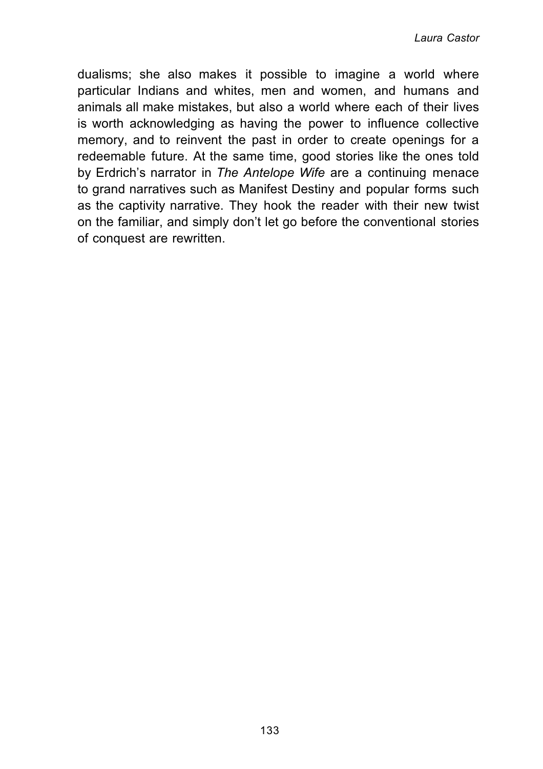dualisms; she also makes it possible to imagine a world where particular Indians and whites, men and women, and humans and animals all make mistakes, but also a world where each of their lives is worth acknowledging as having the power to influence collective memory, and to reinvent the past in order to create openings for a redeemable future. At the same time, good stories like the ones told by Erdrich's narrator in *The Antelope Wife* are a continuing menace to grand narratives such as Manifest Destiny and popular forms such as the captivity narrative. They hook the reader with their new twist on the familiar, and simply don't let go before the conventional stories of conquest are rewritten.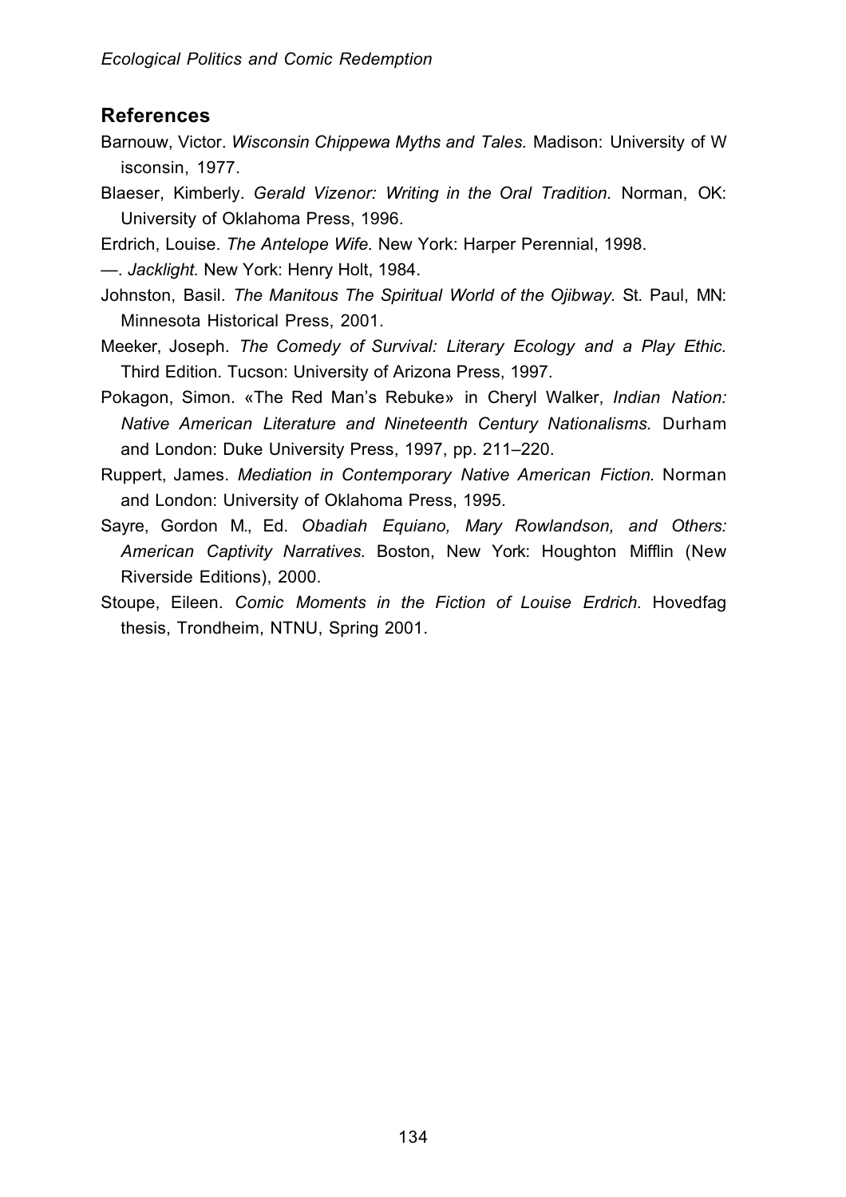## References

Barnouw, Victor. *Wisconsin Chippewa Myths and Tales.* Madison: University of W isconsin, 1977.

Blaeser, Kimberly. *Gerald Vizenor: Writing in the Oral Tradition.* Norman, OK: University of Oklahoma Press, 1996.

Erdrich, Louise. *The Antelope Wife.* New York: Harper Perennial, 1998.

—. *Jacklight.* New York: Henry Holt, 1984.

Johnston, Basil. *The Manitous The Spiritual World of the Ojibway.* St. Paul, MN: Minnesota Historical Press, 2001.

Meeker, Joseph. *The Comedy of Survival: Literary Ecology and a Play Ethic.* Third Edition. Tucson: University of Arizona Press, 1997.

Pokagon, Simon. «The Red Man's Rebuke» in Cheryl Walker, *Indian Nation: Native American Literature and Nineteenth Century Nationalisms.* Durham and London: Duke University Press, 1997, pp. 211–220.

Ruppert, James. *Mediation in Contemporary Native American Fiction.* Norman and London: University of Oklahoma Press, 1995.

Sayre, Gordon M., Ed. *Obadiah Equiano, Mary Rowlandson, and Others: American Captivity Narratives.* Boston, New York: Houghton Mifflin (New Riverside Editions), 2000.

Stoupe, Eileen. *Comic Moments in the Fiction of Louise Erdrich.* Hovedfag thesis, Trondheim, NTNU, Spring 2001.